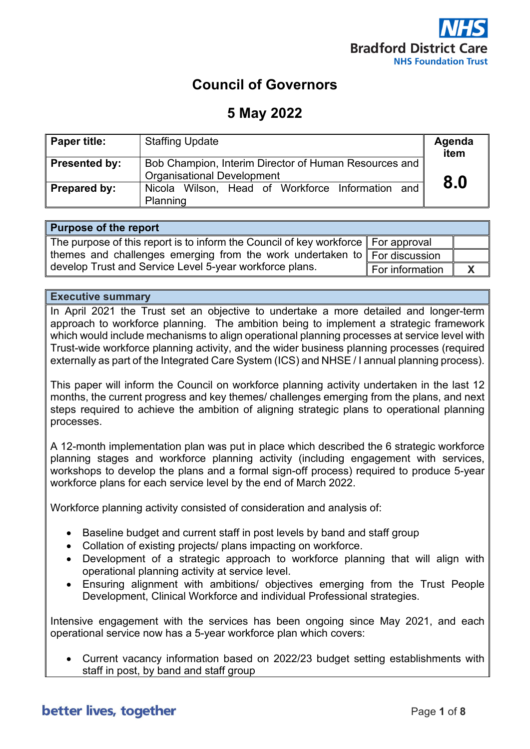Bradford District Care NHS Foundation Trust

# Council of Governors

## 5 May 2022

| Paper title: | Staffing Update | Agenda item |
|---|---|---|
| Presented by: | Bob Champion, Interim Director of Human Resources and Organisational Development | 8.0 |
| Prepared by: | Nicola Wilson, Head of Workforce Information and Planning | |

| Purpose of the report | | |
|---|---|---|
| The purpose of this report is to inform the Council of key workforce themes and challenges emerging from the work undertaken to develop Trust and Service Level 5-year workforce plans. | For approval | |
| | For discussion | |
| | For information | X |

**Executive summary**

In April 2021 the Trust set an objective to undertake a more detailed and longer-term approach to workforce planning. The ambition being to implement a strategic framework which would include mechanisms to align operational planning processes at service level with Trust-wide workforce planning activity, and the wider business planning processes (required externally as part of the Integrated Care System (ICS) and NHSE / I annual planning process).

This paper will inform the Council on workforce planning activity undertaken in the last 12 months, the current progress and key themes/ challenges emerging from the plans, and next steps required to achieve the ambition of aligning strategic plans to operational planning processes.

A 12-month implementation plan was put in place which described the 6 strategic workforce planning stages and workforce planning activity (including engagement with services, workshops to develop the plans and a formal sign-off process) required to produce 5-year workforce plans for each service level by the end of March 2022.

Workforce planning activity consisted of consideration and analysis of:

- Baseline budget and current staff in post levels by band and staff group
- Collation of existing projects/ plans impacting on workforce.
- Development of a strategic approach to workforce planning that will align with operational planning activity at service level.
- Ensuring alignment with ambitions/ objectives emerging from the Trust People Development, Clinical Workforce and individual Professional strategies.

Intensive engagement with the services has been ongoing since May 2021, and each operational service now has a 5-year workforce plan which covers:

- Current vacancy information based on 2022/23 budget setting establishments with staff in post, by band and staff group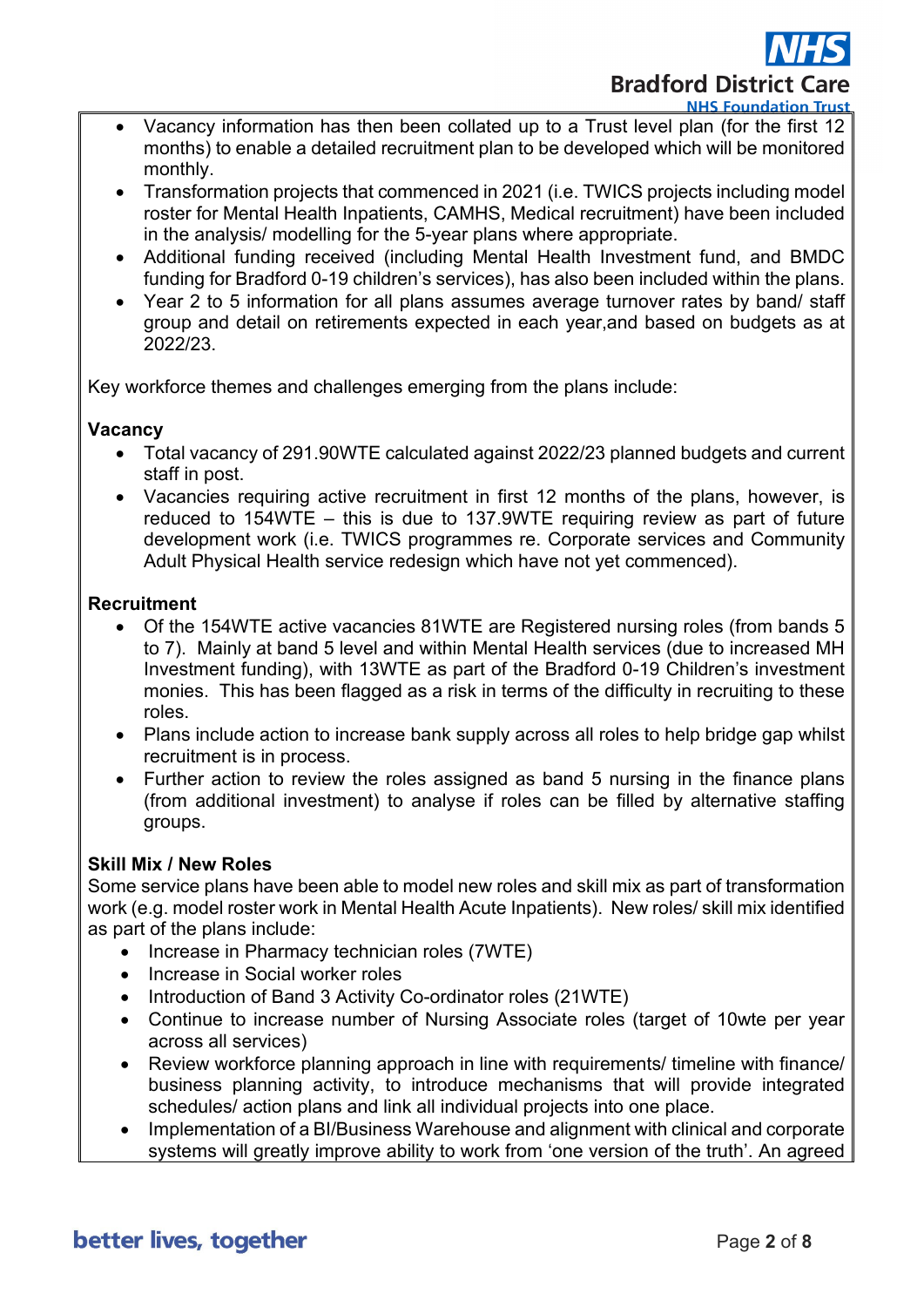- Vacancy information has then been collated up to a Trust level plan (for the first 12 months) to enable a detailed recruitment plan to be developed which will be monitored monthly.
- Transformation projects that commenced in 2021 (i.e. TWICS projects including model roster for Mental Health Inpatients, CAMHS, Medical recruitment) have been included in the analysis/ modelling for the 5-year plans where appropriate.
- Additional funding received (including Mental Health Investment fund, and BMDC funding for Bradford 0-19 children's services), has also been included within the plans.
- Year 2 to 5 information for all plans assumes average turnover rates by band/ staff group and detail on retirements expected in each year,and based on budgets as at 2022/23.

Key workforce themes and challenges emerging from the plans include:

**Vacancy**

- Total vacancy of 291.90WTE calculated against 2022/23 planned budgets and current staff in post.
- Vacancies requiring active recruitment in first 12 months of the plans, however, is reduced to 154WTE – this is due to 137.9WTE requiring review as part of future development work (i.e. TWICS programmes re. Corporate services and Community Adult Physical Health service redesign which have not yet commenced).

**Recruitment**

- Of the 154WTE active vacancies 81WTE are Registered nursing roles (from bands 5 to 7). Mainly at band 5 level and within Mental Health services (due to increased MH Investment funding), with 13WTE as part of the Bradford 0-19 Children's investment monies. This has been flagged as a risk in terms of the difficulty in recruiting to these roles.
- Plans include action to increase bank supply across all roles to help bridge gap whilst recruitment is in process.
- Further action to review the roles assigned as band 5 nursing in the finance plans (from additional investment) to analyse if roles can be filled by alternative staffing groups.

**Skill Mix / New Roles**

Some service plans have been able to model new roles and skill mix as part of transformation work (e.g. model roster work in Mental Health Acute Inpatients). New roles/ skill mix identified as part of the plans include:

- Increase in Pharmacy technician roles (7WTE)
- Increase in Social worker roles
- Introduction of Band 3 Activity Co-ordinator roles (21WTE)
- Continue to increase number of Nursing Associate roles (target of 10wte per year across all services)
- Review workforce planning approach in line with requirements/ timeline with finance/ business planning activity, to introduce mechanisms that will provide integrated schedules/ action plans and link all individual projects into one place.
- Implementation of a BI/Business Warehouse and alignment with clinical and corporate systems will greatly improve ability to work from 'one version of the truth'. An agreed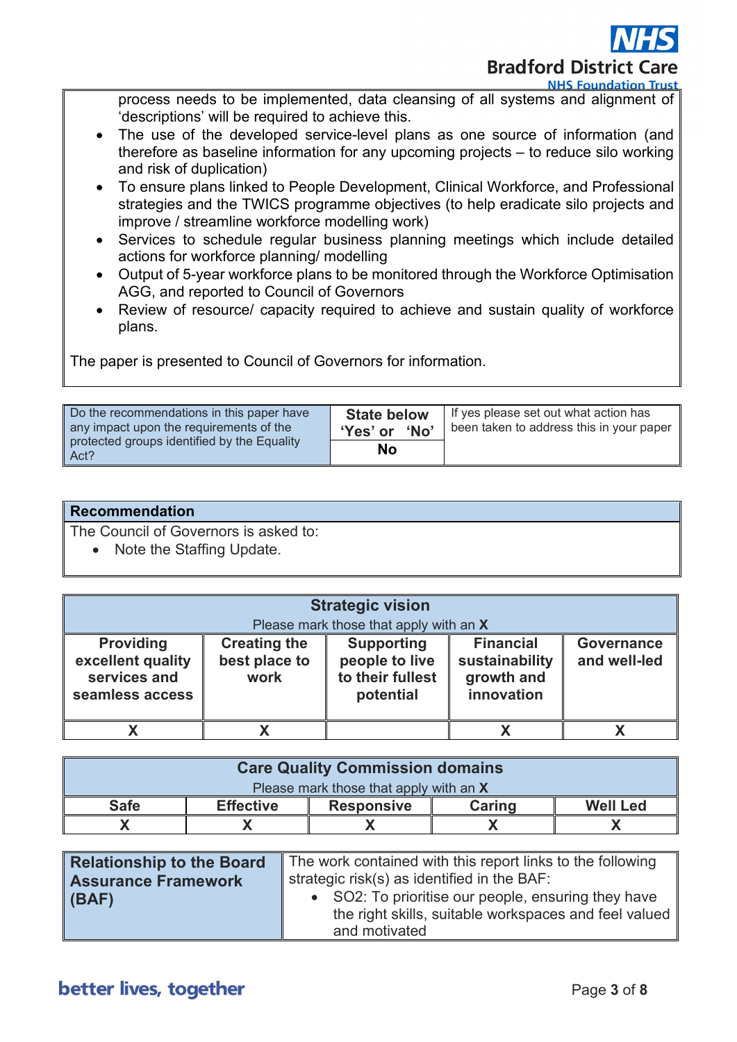process needs to be implemented, data cleansing of all systems and alignment of 'descriptions' will be required to achieve this.

- The use of the developed service-level plans as one source of information (and therefore as baseline information for any upcoming projects – to reduce silo working and risk of duplication)
- To ensure plans linked to People Development, Clinical Workforce, and Professional strategies and the TWICS programme objectives (to help eradicate silo projects and improve / streamline workforce modelling work)
- Services to schedule regular business planning meetings which include detailed actions for workforce planning/ modelling
- Output of 5-year workforce plans to be monitored through the Workforce Optimisation AGG, and reported to Council of Governors
- Review of resource/ capacity required to achieve and sustain quality of workforce plans.

The paper is presented to Council of Governors for information.

| Do the recommendations in this paper have any impact upon the requirements of the protected groups identified by the Equality Act? | State below 'Yes' or 'No' | If yes please set out what action has been taken to address this in your paper |
|---|---|---|
| | No | |

| Recommendation |
|---|
| The Council of Governors is asked to:<br>• Note the Staffing Update. |

| Strategic vision<br>Please mark those that apply with an X | | | | |
|---|---|---|---|---|
| **Providing excellent quality services and seamless access** | **Creating the best place to work** | **Supporting people to live to their fullest potential** | **Financial sustainability growth and innovation** | **Governance and well-led** |
| X | X | | X | X |

| Care Quality Commission domains<br>Please mark those that apply with an X | | | | |
|---|---|---|---|---|
| **Safe** | **Effective** | **Responsive** | **Caring** | **Well Led** |
| X | X | X | X | X |

| Relationship to the Board Assurance Framework (BAF) | The work contained with this report links to the following strategic risk(s) as identified in the BAF:<br>• SO2: To prioritise our people, ensuring they have the right skills, suitable workspaces and feel valued and motivated |
|---|---|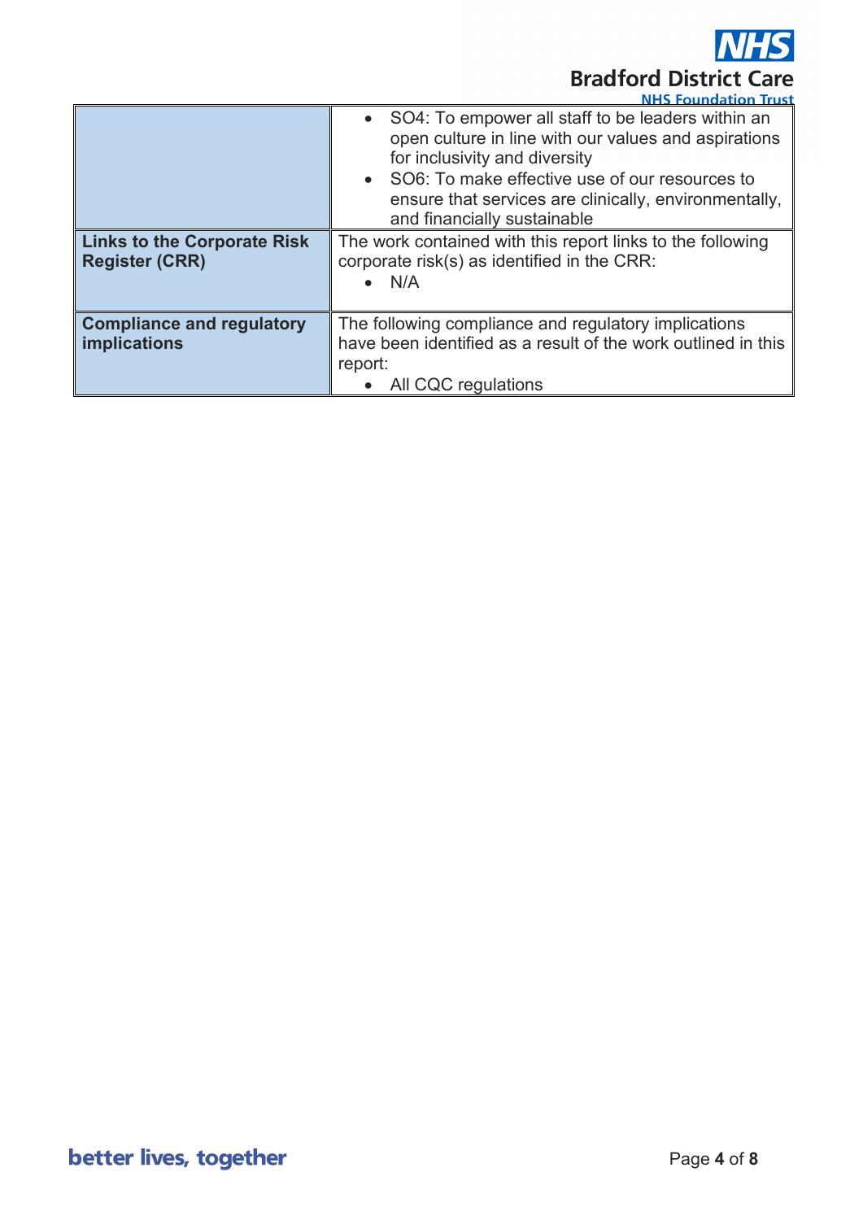| | |
|---|---|
| | • SO4: To empower all staff to be leaders within an open culture in line with our values and aspirations for inclusivity and diversity<br>• SO6: To make effective use of our resources to ensure that services are clinically, environmentally, and financially sustainable |
| **Links to the Corporate Risk Register (CRR)** | The work contained with this report links to the following corporate risk(s) as identified in the CRR:<br>• N/A |
| **Compliance and regulatory implications** | The following compliance and regulatory implications have been identified as a result of the work outlined in this report:<br>• All CQC regulations |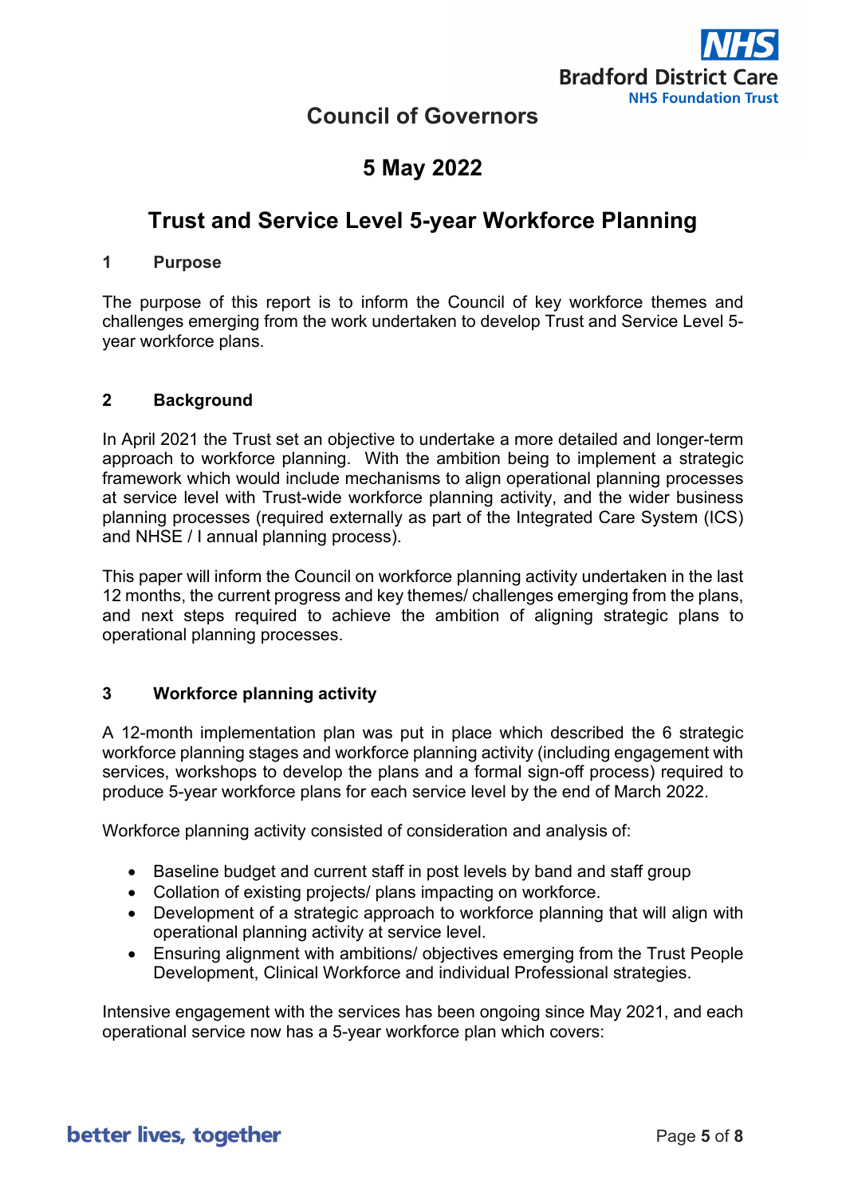# Council of Governors

## 5 May 2022

## Trust and Service Level 5-year Workforce Planning

### 1 Purpose

The purpose of this report is to inform the Council of key workforce themes and challenges emerging from the work undertaken to develop Trust and Service Level 5-year workforce plans.

### 2 Background

In April 2021 the Trust set an objective to undertake a more detailed and longer-term approach to workforce planning. With the ambition being to implement a strategic framework which would include mechanisms to align operational planning processes at service level with Trust-wide workforce planning activity, and the wider business planning processes (required externally as part of the Integrated Care System (ICS) and NHSE / I annual planning process).

This paper will inform the Council on workforce planning activity undertaken in the last 12 months, the current progress and key themes/ challenges emerging from the plans, and next steps required to achieve the ambition of aligning strategic plans to operational planning processes.

### 3 Workforce planning activity

A 12-month implementation plan was put in place which described the 6 strategic workforce planning stages and workforce planning activity (including engagement with services, workshops to develop the plans and a formal sign-off process) required to produce 5-year workforce plans for each service level by the end of March 2022.

Workforce planning activity consisted of consideration and analysis of:

- Baseline budget and current staff in post levels by band and staff group
- Collation of existing projects/ plans impacting on workforce.
- Development of a strategic approach to workforce planning that will align with operational planning activity at service level.
- Ensuring alignment with ambitions/ objectives emerging from the Trust People Development, Clinical Workforce and individual Professional strategies.

Intensive engagement with the services has been ongoing since May 2021, and each operational service now has a 5-year workforce plan which covers: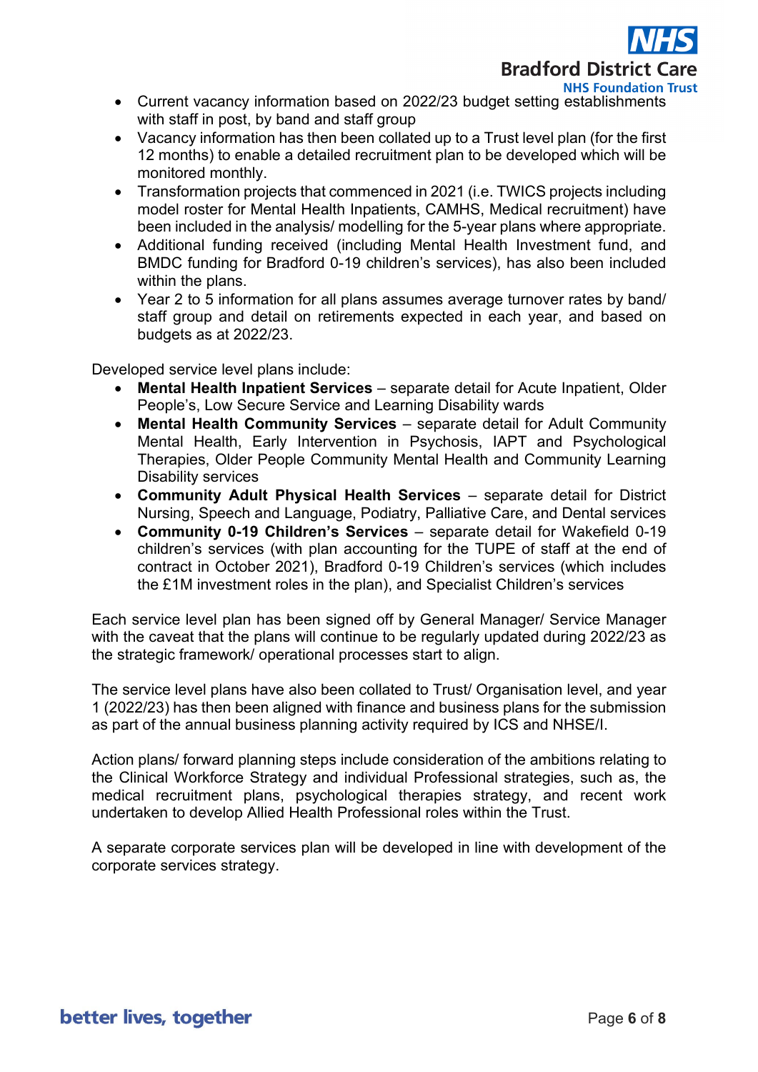- Current vacancy information based on 2022/23 budget setting establishments with staff in post, by band and staff group
- Vacancy information has then been collated up to a Trust level plan (for the first 12 months) to enable a detailed recruitment plan to be developed which will be monitored monthly.
- Transformation projects that commenced in 2021 (i.e. TWICS projects including model roster for Mental Health Inpatients, CAMHS, Medical recruitment) have been included in the analysis/ modelling for the 5-year plans where appropriate.
- Additional funding received (including Mental Health Investment fund, and BMDC funding for Bradford 0-19 children's services), has also been included within the plans.
- Year 2 to 5 information for all plans assumes average turnover rates by band/ staff group and detail on retirements expected in each year, and based on budgets as at 2022/23.

Developed service level plans include:

- **Mental Health Inpatient Services** – separate detail for Acute Inpatient, Older People's, Low Secure Service and Learning Disability wards
- **Mental Health Community Services** – separate detail for Adult Community Mental Health, Early Intervention in Psychosis, IAPT and Psychological Therapies, Older People Community Mental Health and Community Learning Disability services
- **Community Adult Physical Health Services** – separate detail for District Nursing, Speech and Language, Podiatry, Palliative Care, and Dental services
- **Community 0-19 Children's Services** – separate detail for Wakefield 0-19 children's services (with plan accounting for the TUPE of staff at the end of contract in October 2021), Bradford 0-19 Children's services (which includes the £1M investment roles in the plan), and Specialist Children's services

Each service level plan has been signed off by General Manager/ Service Manager with the caveat that the plans will continue to be regularly updated during 2022/23 as the strategic framework/ operational processes start to align.

The service level plans have also been collated to Trust/ Organisation level, and year 1 (2022/23) has then been aligned with finance and business plans for the submission as part of the annual business planning activity required by ICS and NHSE/I.

Action plans/ forward planning steps include consideration of the ambitions relating to the Clinical Workforce Strategy and individual Professional strategies, such as, the medical recruitment plans, psychological therapies strategy, and recent work undertaken to develop Allied Health Professional roles within the Trust.

A separate corporate services plan will be developed in line with development of the corporate services strategy.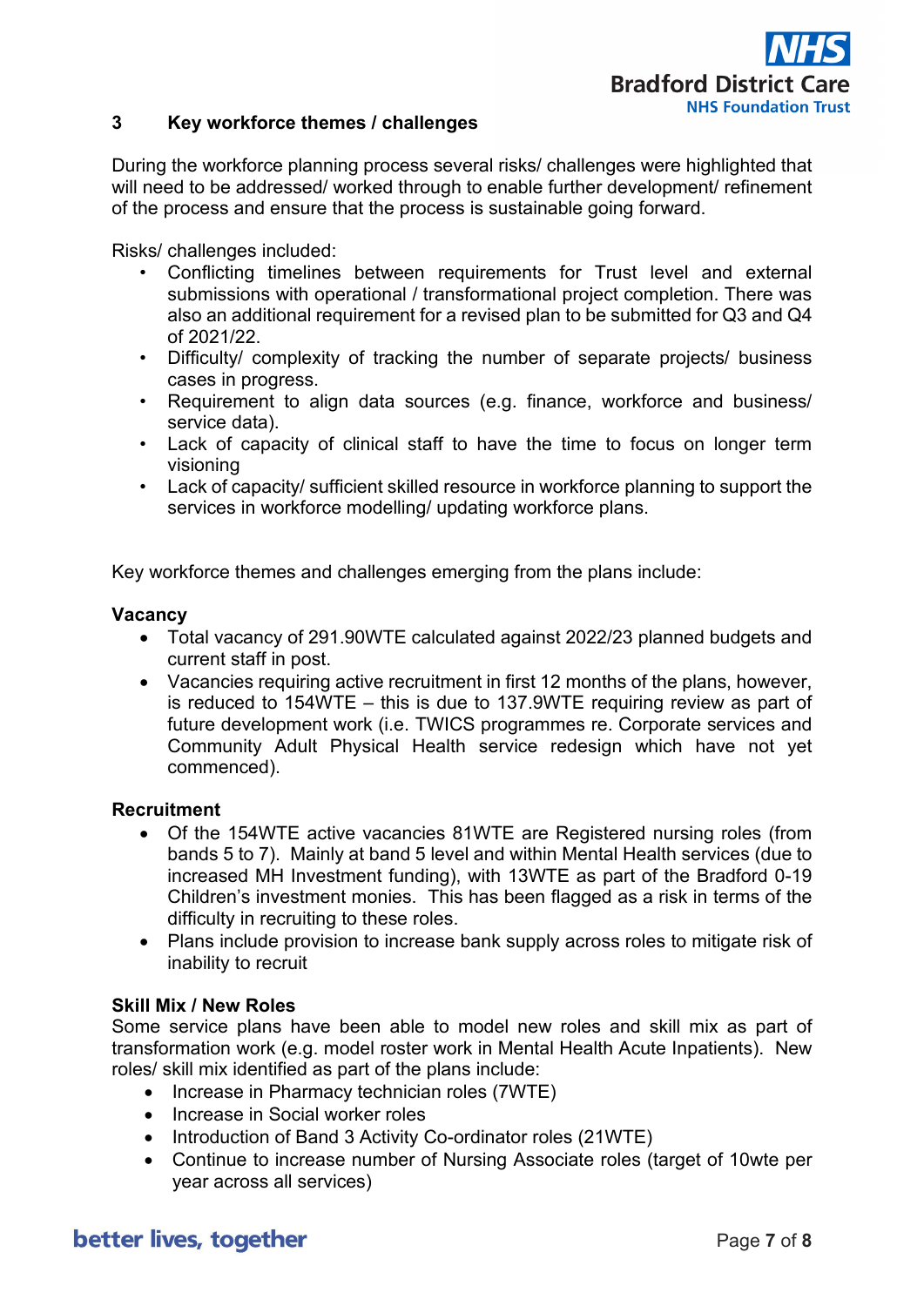## 3 Key workforce themes / challenges

During the workforce planning process several risks/ challenges were highlighted that will need to be addressed/ worked through to enable further development/ refinement of the process and ensure that the process is sustainable going forward.

Risks/ challenges included:

- Conflicting timelines between requirements for Trust level and external submissions with operational / transformational project completion. There was also an additional requirement for a revised plan to be submitted for Q3 and Q4 of 2021/22.
- Difficulty/ complexity of tracking the number of separate projects/ business cases in progress.
- Requirement to align data sources (e.g. finance, workforce and business/ service data).
- Lack of capacity of clinical staff to have the time to focus on longer term visioning
- Lack of capacity/ sufficient skilled resource in workforce planning to support the services in workforce modelling/ updating workforce plans.

Key workforce themes and challenges emerging from the plans include:

**Vacancy**

- Total vacancy of 291.90WTE calculated against 2022/23 planned budgets and current staff in post.
- Vacancies requiring active recruitment in first 12 months of the plans, however, is reduced to 154WTE – this is due to 137.9WTE requiring review as part of future development work (i.e. TWICS programmes re. Corporate services and Community Adult Physical Health service redesign which have not yet commenced).

**Recruitment**

- Of the 154WTE active vacancies 81WTE are Registered nursing roles (from bands 5 to 7). Mainly at band 5 level and within Mental Health services (due to increased MH Investment funding), with 13WTE as part of the Bradford 0-19 Children's investment monies. This has been flagged as a risk in terms of the difficulty in recruiting to these roles.
- Plans include provision to increase bank supply across roles to mitigate risk of inability to recruit

**Skill Mix / New Roles**

Some service plans have been able to model new roles and skill mix as part of transformation work (e.g. model roster work in Mental Health Acute Inpatients). New roles/ skill mix identified as part of the plans include:

- Increase in Pharmacy technician roles (7WTE)
- Increase in Social worker roles
- Introduction of Band 3 Activity Co-ordinator roles (21WTE)
- Continue to increase number of Nursing Associate roles (target of 10wte per year across all services)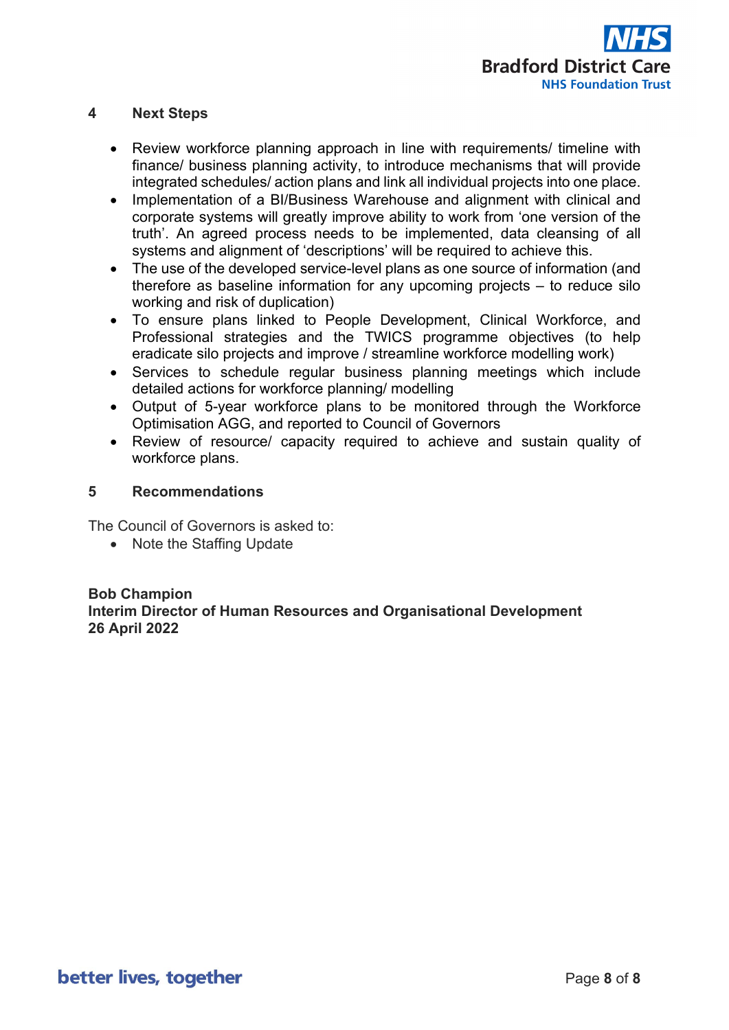## 4 Next Steps

- Review workforce planning approach in line with requirements/ timeline with finance/ business planning activity, to introduce mechanisms that will provide integrated schedules/ action plans and link all individual projects into one place.
- Implementation of a BI/Business Warehouse and alignment with clinical and corporate systems will greatly improve ability to work from 'one version of the truth'. An agreed process needs to be implemented, data cleansing of all systems and alignment of 'descriptions' will be required to achieve this.
- The use of the developed service-level plans as one source of information (and therefore as baseline information for any upcoming projects – to reduce silo working and risk of duplication)
- To ensure plans linked to People Development, Clinical Workforce, and Professional strategies and the TWICS programme objectives (to help eradicate silo projects and improve / streamline workforce modelling work)
- Services to schedule regular business planning meetings which include detailed actions for workforce planning/ modelling
- Output of 5-year workforce plans to be monitored through the Workforce Optimisation AGG, and reported to Council of Governors
- Review of resource/ capacity required to achieve and sustain quality of workforce plans.

## 5 Recommendations

The Council of Governors is asked to:

- Note the Staffing Update

**Bob Champion**
**Interim Director of Human Resources and Organisational Development**
**26 April 2022**